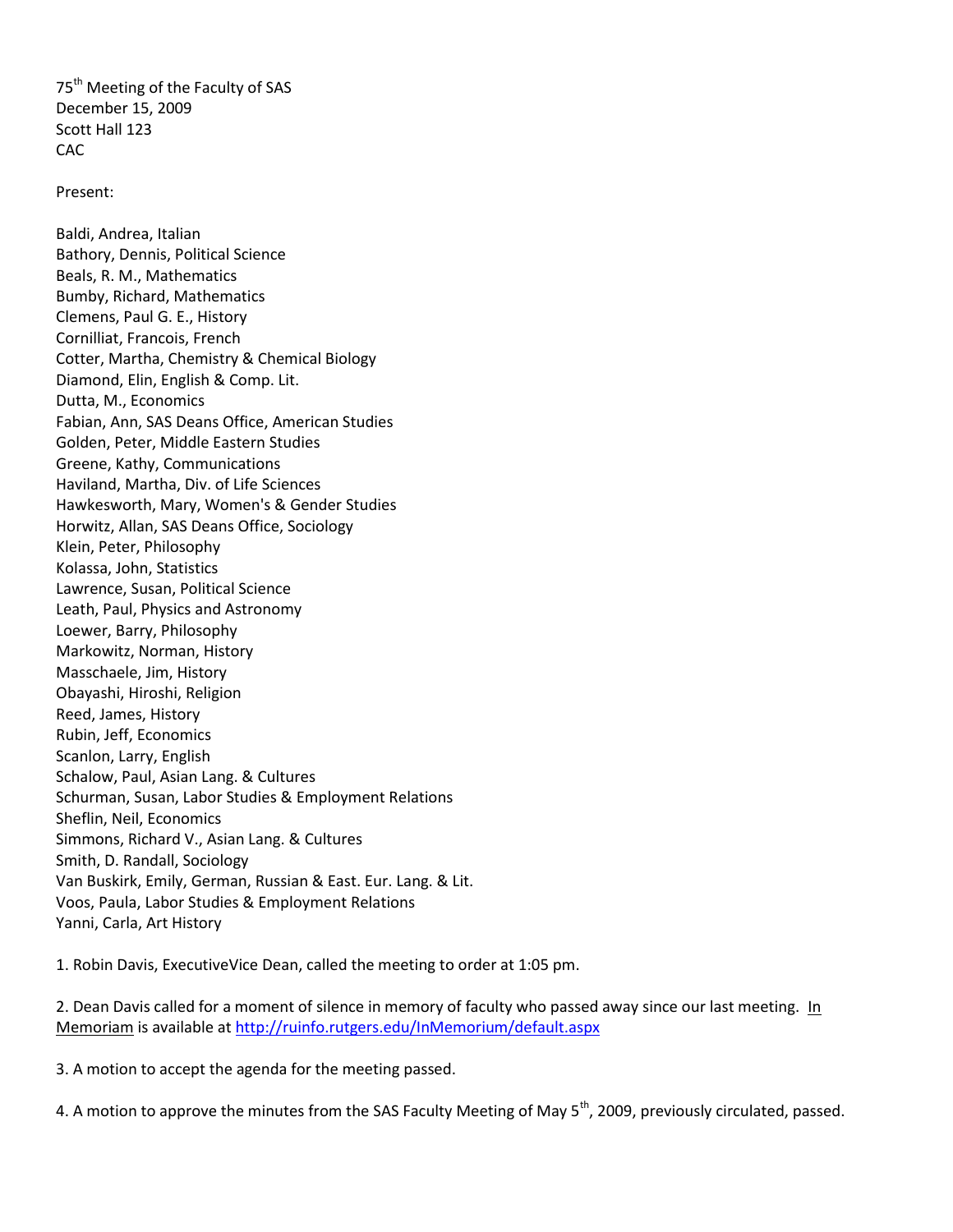75th Meeting of the Faculty of SAS
December 15, 2009
Scott Hall 123
CAC

Present:

Baldi, Andrea, Italian
Bathory, Dennis, Political Science
Beals, R. M., Mathematics
Bumby, Richard, Mathematics
Clemens, Paul G. E., History
Cornilliat, Francois, French
Cotter, Martha, Chemistry & Chemical Biology
Diamond, Elin, English & Comp. Lit.
Dutta, M., Economics
Fabian, Ann, SAS Deans Office, American Studies
Golden, Peter, Middle Eastern Studies
Greene, Kathy, Communications
Haviland, Martha, Div. of Life Sciences
Hawkesworth, Mary, Women's & Gender Studies
Horwitz, Allan, SAS Deans Office, Sociology
Klein, Peter, Philosophy
Kolassa, John, Statistics
Lawrence, Susan, Political Science
Leath, Paul, Physics and Astronomy
Loewer, Barry, Philosophy
Markowitz, Norman, History
Masschaele, Jim, History
Obayashi, Hiroshi, Religion
Reed, James, History
Rubin, Jeff, Economics
Scanlon, Larry, English
Schalow, Paul, Asian Lang. & Cultures
Schurman, Susan, Labor Studies & Employment Relations
Sheflin, Neil, Economics
Simmons, Richard V., Asian Lang. & Cultures
Smith, D. Randall, Sociology
Van Buskirk, Emily, German, Russian & East. Eur. Lang. & Lit.
Voos, Paula, Labor Studies & Employment Relations
Yanni, Carla, Art History

1. Robin Davis, ExecutiveVice Dean, called the meeting to order at 1:05 pm.

2. Dean Davis called for a moment of silence in memory of faculty who passed away since our last meeting. In Memoriam is available at http://ruinfo.rutgers.edu/InMemoriam/default.aspx

3. A motion to accept the agenda for the meeting passed.

4. A motion to approve the minutes from the SAS Faculty Meeting of May 5th, 2009, previously circulated, passed.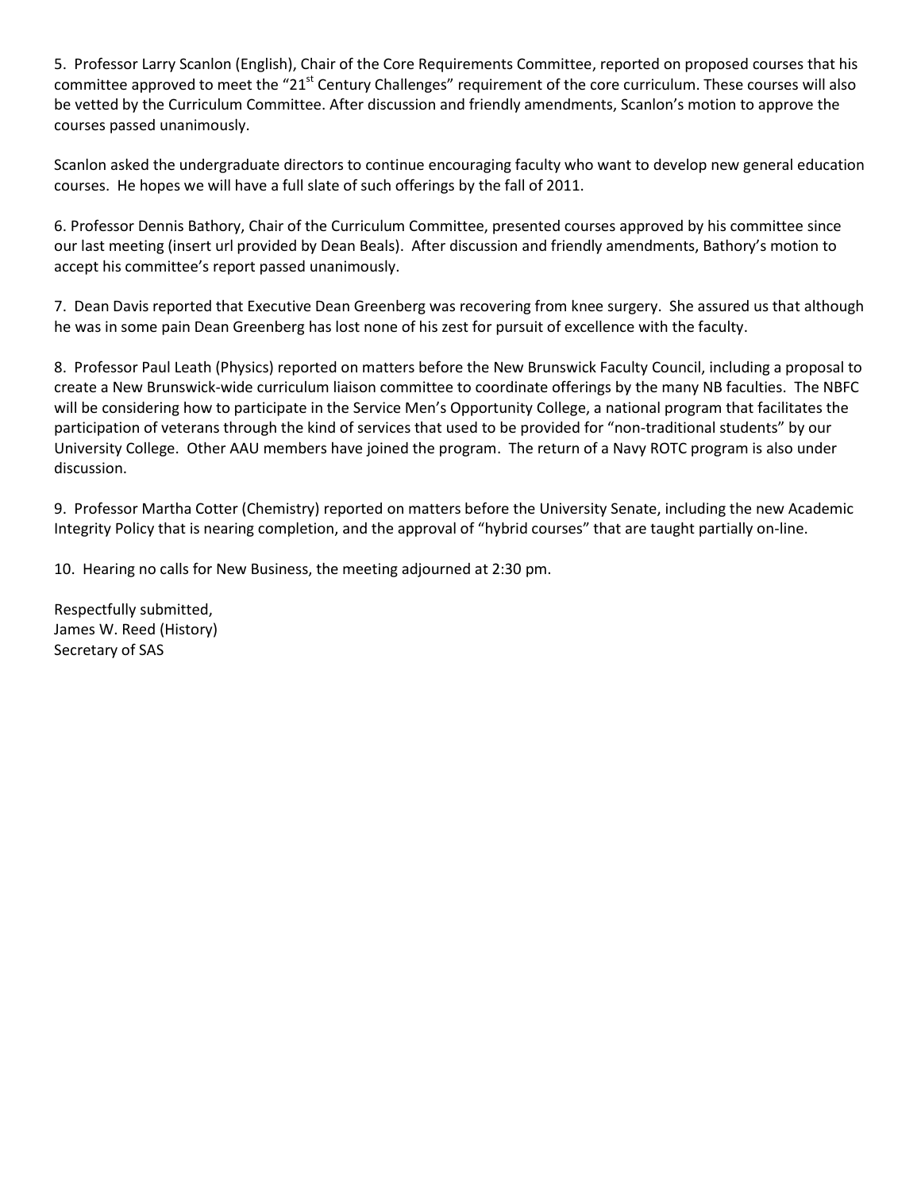5. Professor Larry Scanlon (English), Chair of the Core Requirements Committee, reported on proposed courses that his committee approved to meet the "21st Century Challenges" requirement of the core curriculum. These courses will also be vetted by the Curriculum Committee. After discussion and friendly amendments, Scanlon's motion to approve the courses passed unanimously.

Scanlon asked the undergraduate directors to continue encouraging faculty who want to develop new general education courses. He hopes we will have a full slate of such offerings by the fall of 2011.

6. Professor Dennis Bathory, Chair of the Curriculum Committee, presented courses approved by his committee since our last meeting (insert url provided by Dean Beals). After discussion and friendly amendments, Bathory's motion to accept his committee's report passed unanimously.

7. Dean Davis reported that Executive Dean Greenberg was recovering from knee surgery. She assured us that although he was in some pain Dean Greenberg has lost none of his zest for pursuit of excellence with the faculty.

8. Professor Paul Leath (Physics) reported on matters before the New Brunswick Faculty Council, including a proposal to create a New Brunswick-wide curriculum liaison committee to coordinate offerings by the many NB faculties. The NBFC will be considering how to participate in the Service Men's Opportunity College, a national program that facilitates the participation of veterans through the kind of services that used to be provided for "non-traditional students" by our University College. Other AAU members have joined the program. The return of a Navy ROTC program is also under discussion.

9. Professor Martha Cotter (Chemistry) reported on matters before the University Senate, including the new Academic Integrity Policy that is nearing completion, and the approval of "hybrid courses" that are taught partially on-line.

10. Hearing no calls for New Business, the meeting adjourned at 2:30 pm.

Respectfully submitted,  
James W. Reed (History)  
Secretary of SAS